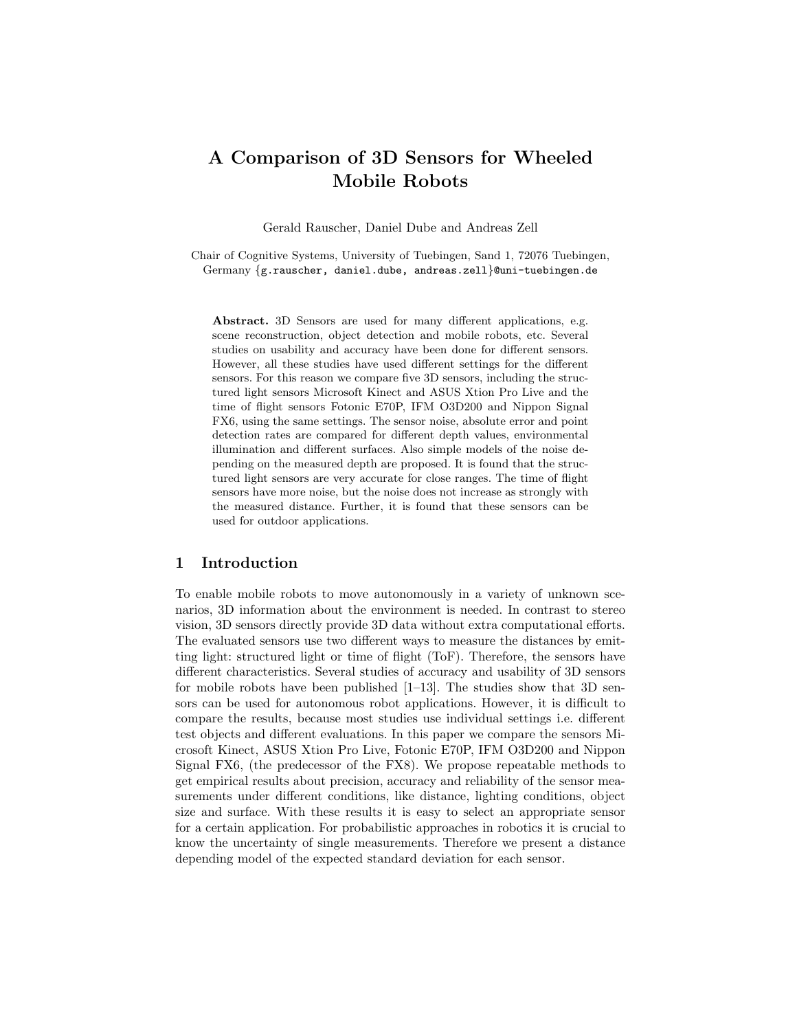# A Comparison of 3D Sensors for Wheeled Mobile Robots

Gerald Rauscher, Daniel Dube and Andreas Zell

Chair of Cognitive Systems, University of Tuebingen, Sand 1, 72076 Tuebingen, Germany {g.rauscher, daniel.dube, andreas.zell}@uni-tuebingen.de

**Abstract.** 3D Sensors are used for many different applications, e.g. scene reconstruction, object detection and mobile robots, etc. Several studies on usability and accuracy have been done for different sensors. However, all these studies have used different settings for the different sensors. For this reason we compare five 3D sensors, including the structured light sensors Microsoft Kinect and ASUS Xtion Pro Live and the time of flight sensors Fotonic E70P, IFM O3D200 and Nippon Signal FX6, using the same settings. The sensor noise, absolute error and point detection rates are compared for different depth values, environmental illumination and different surfaces. Also simple models of the noise depending on the measured depth are proposed. It is found that the structured light sensors are very accurate for close ranges. The time of flight sensors have more noise, but the noise does not increase as strongly with the measured distance. Further, it is found that these sensors can be used for outdoor applications.

## 1 Introduction

To enable mobile robots to move autonomously in a variety of unknown scenarios, 3D information about the environment is needed. In contrast to stereo vision, 3D sensors directly provide 3D data without extra computational efforts. The evaluated sensors use two different ways to measure the distances by emitting light: structured light or time of flight (ToF). Therefore, the sensors have different characteristics. Several studies of accuracy and usability of 3D sensors for mobile robots have been published [1–13]. The studies show that 3D sensors can be used for autonomous robot applications. However, it is difficult to compare the results, because most studies use individual settings i.e. different test objects and different evaluations. In this paper we compare the sensors Microsoft Kinect, ASUS Xtion Pro Live, Fotonic E70P, IFM O3D200 and Nippon Signal FX6, (the predecessor of the FX8). We propose repeatable methods to get empirical results about precision, accuracy and reliability of the sensor measurements under different conditions, like distance, lighting conditions, object size and surface. With these results it is easy to select an appropriate sensor for a certain application. For probabilistic approaches in robotics it is crucial to know the uncertainty of single measurements. Therefore we present a distance depending model of the expected standard deviation for each sensor.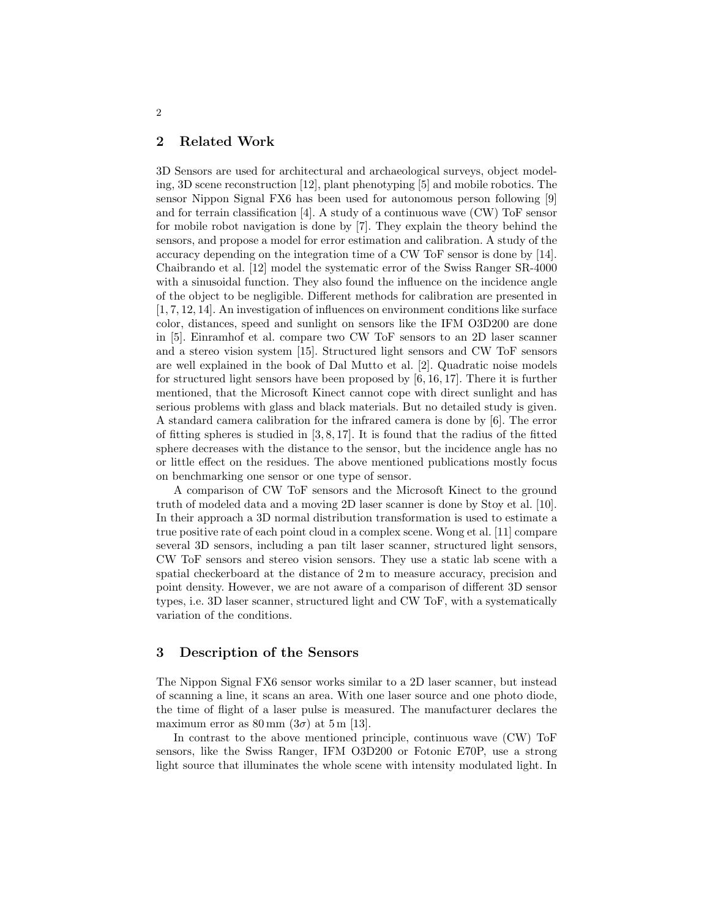## 2 Related Work

3D Sensors are used for architectural and archaeological surveys, object modeling, 3D scene reconstruction [12], plant phenotyping [5] and mobile robotics. The sensor Nippon Signal FX6 has been used for autonomous person following [9] and for terrain classification [4]. A study of a continuous wave (CW) ToF sensor for mobile robot navigation is done by [7]. They explain the theory behind the sensors, and propose a model for error estimation and calibration. A study of the accuracy depending on the integration time of a CW ToF sensor is done by [14]. Chaibrando et al. [12] model the systematic error of the Swiss Ranger SR-4000 with a sinusoidal function. They also found the influence on the incidence angle of the object to be negligible. Different methods for calibration are presented in [1, 7, 12, 14]. An investigation of influences on environment conditions like surface color, distances, speed and sunlight on sensors like the IFM O3D200 are done in [5]. Einramhof et al. compare two CW ToF sensors to an 2D laser scanner and a stereo vision system [15]. Structured light sensors and CW ToF sensors are well explained in the book of Dal Mutto et al. [2]. Quadratic noise models for structured light sensors have been proposed by [6, 16, 17]. There it is further mentioned, that the Microsoft Kinect cannot cope with direct sunlight and has serious problems with glass and black materials. But no detailed study is given. A standard camera calibration for the infrared camera is done by [6]. The error of fitting spheres is studied in [3, 8, 17]. It is found that the radius of the fitted sphere decreases with the distance to the sensor, but the incidence angle has no or little effect on the residues. The above mentioned publications mostly focus on benchmarking one sensor or one type of sensor.

A comparison of CW ToF sensors and the Microsoft Kinect to the ground truth of modeled data and a moving 2D laser scanner is done by Stoy et al. [10]. In their approach a 3D normal distribution transformation is used to estimate a true positive rate of each point cloud in a complex scene. Wong et al. [11] compare several 3D sensors, including a pan tilt laser scanner, structured light sensors, CW ToF sensors and stereo vision sensors. They use a static lab scene with a spatial checkerboard at the distance of 2 m to measure accuracy, precision and point density. However, we are not aware of a comparison of different 3D sensor types, i.e. 3D laser scanner, structured light and CW ToF, with a systematically variation of the conditions.

## 3 Description of the Sensors

The Nippon Signal FX6 sensor works similar to a 2D laser scanner, but instead of scanning a line, it scans an area. With one laser source and one photo diode, the time of flight of a laser pulse is measured. The manufacturer declares the maximum error as 80 mm ($3\sigma$) at 5 m [13].

In contrast to the above mentioned principle, continuous wave (CW) ToF sensors, like the Swiss Ranger, IFM O3D200 or Fotonic E70P, use a strong light source that illuminates the whole scene with intensity modulated light. In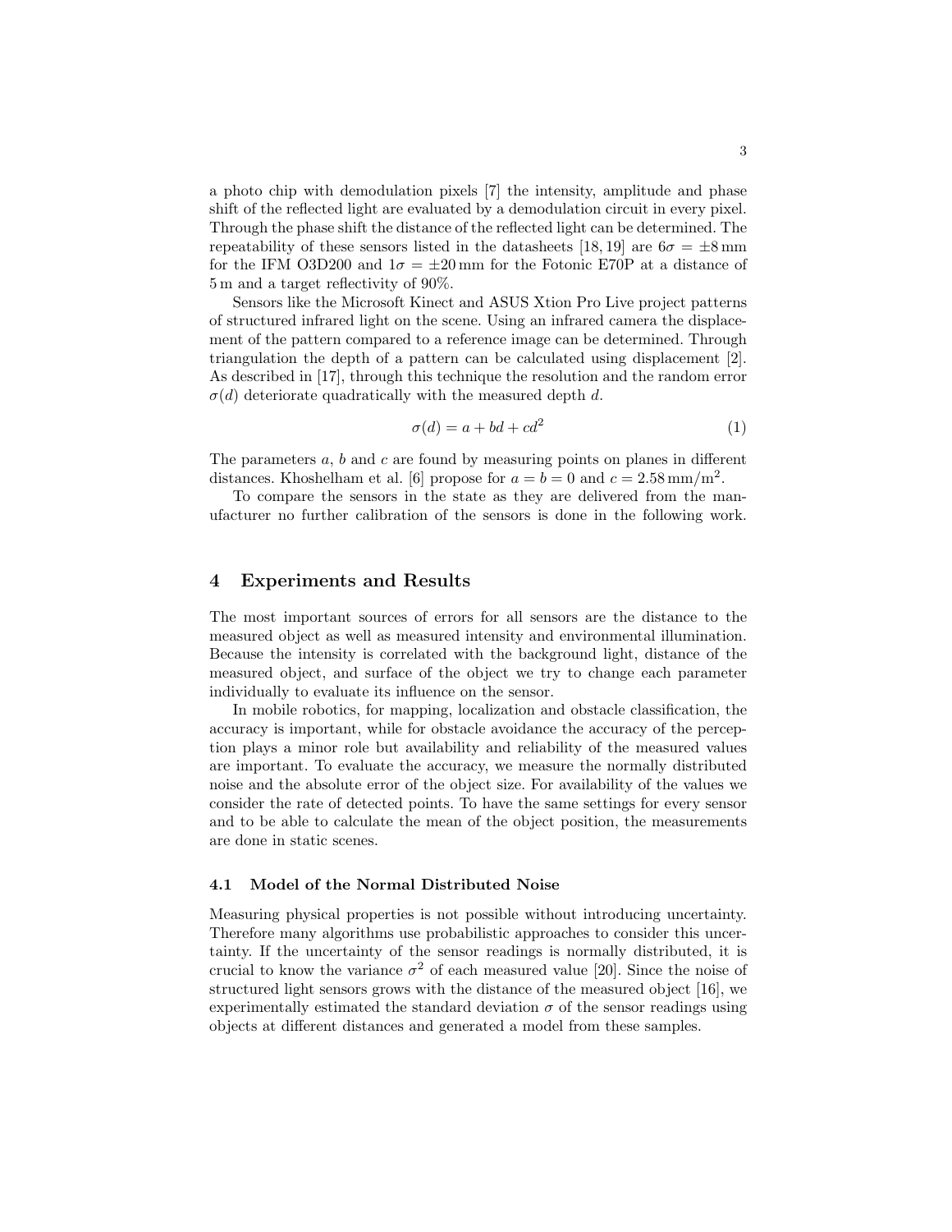a photo chip with demodulation pixels [7] the intensity, amplitude and phase shift of the reflected light are evaluated by a demodulation circuit in every pixel. Through the phase shift the distance of the reflected light can be determined. The repeatability of these sensors listed in the datasheets [18, 19] are $6\sigma = \pm 8\,\text{mm}$ for the IFM O3D200 and $1\sigma = \pm 20\,\text{mm}$ for the Fotonic E70P at a distance of 5 m and a target reflectivity of 90%.

Sensors like the Microsoft Kinect and ASUS Xtion Pro Live project patterns of structured infrared light on the scene. Using an infrared camera the displacement of the pattern compared to a reference image can be determined. Through triangulation the depth of a pattern can be calculated using displacement [2]. As described in [17], through this technique the resolution and the random error $\sigma(d)$ deteriorate quadratically with the measured depth $d$.

$$\sigma(d) = a + bd + cd^2 \tag{1}$$

The parameters $a$, $b$ and $c$ are found by measuring points on planes in different distances. Khoshelham et al. [6] propose for $a = b = 0$ and $c = 2.58\,\text{mm/m}^2$.

To compare the sensors in the state as they are delivered from the manufacturer no further calibration of the sensors is done in the following work.

## 4 Experiments and Results

The most important sources of errors for all sensors are the distance to the measured object as well as measured intensity and environmental illumination. Because the intensity is correlated with the background light, distance of the measured object, and surface of the object we try to change each parameter individually to evaluate its influence on the sensor.

In mobile robotics, for mapping, localization and obstacle classification, the accuracy is important, while for obstacle avoidance the accuracy of the perception plays a minor role but availability and reliability of the measured values are important. To evaluate the accuracy, we measure the normally distributed noise and the absolute error of the object size. For availability of the values we consider the rate of detected points. To have the same settings for every sensor and to be able to calculate the mean of the object position, the measurements are done in static scenes.

### 4.1 Model of the Normal Distributed Noise

Measuring physical properties is not possible without introducing uncertainty. Therefore many algorithms use probabilistic approaches to consider this uncertainty. If the uncertainty of the sensor readings is normally distributed, it is crucial to know the variance $\sigma^2$ of each measured value [20]. Since the noise of structured light sensors grows with the distance of the measured object [16], we experimentally estimated the standard deviation $\sigma$ of the sensor readings using objects at different distances and generated a model from these samples.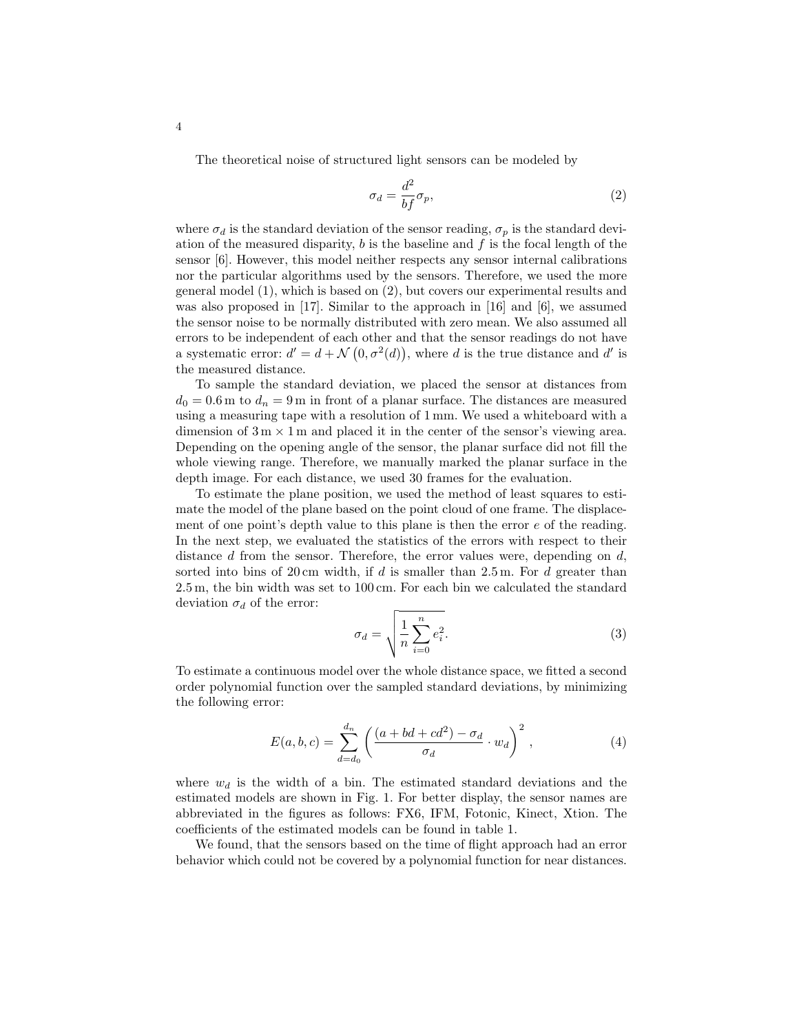The theoretical noise of structured light sensors can be modeled by

$$\sigma_d = \frac{d^2}{bf}\sigma_p, \tag{2}$$

where $\sigma_d$ is the standard deviation of the sensor reading, $\sigma_p$ is the standard deviation of the measured disparity, $b$ is the baseline and $f$ is the focal length of the sensor [6]. However, this model neither respects any sensor internal calibrations nor the particular algorithms used by the sensors. Therefore, we used the more general model (1), which is based on (2), but covers our experimental results and was also proposed in [17]. Similar to the approach in [16] and [6], we assumed the sensor noise to be normally distributed with zero mean. We also assumed all errors to be independent of each other and that the sensor readings do not have a systematic error: $d' = d + \mathcal{N}\left(0, \sigma^2(d)\right)$, where $d$ is the true distance and $d'$ is the measured distance.

To sample the standard deviation, we placed the sensor at distances from $d_0 = 0.6\,\mathrm{m}$ to $d_n = 9\,\mathrm{m}$ in front of a planar surface. The distances are measured using a measuring tape with a resolution of 1 mm. We used a whiteboard with a dimension of $3\,\mathrm{m} \times 1\,\mathrm{m}$ and placed it in the center of the sensor's viewing area. Depending on the opening angle of the sensor, the planar surface did not fill the whole viewing range. Therefore, we manually marked the planar surface in the depth image. For each distance, we used 30 frames for the evaluation.

To estimate the plane position, we used the method of least squares to estimate the model of the plane based on the point cloud of one frame. The displacement of one point's depth value to this plane is then the error $e$ of the reading. In the next step, we evaluated the statistics of the errors with respect to their distance $d$ from the sensor. Therefore, the error values were, depending on $d$, sorted into bins of 20 cm width, if $d$ is smaller than 2.5 m. For $d$ greater than 2.5 m, the bin width was set to 100 cm. For each bin we calculated the standard deviation $\sigma_d$ of the error:

$$\sigma_d = \sqrt{\frac{1}{n}\sum_{i=0}^{n} e_i^2}. \tag{3}$$

To estimate a continuous model over the whole distance space, we fitted a second order polynomial function over the sampled standard deviations, by minimizing the following error:

$$E(a, b, c) = \sum_{d=d_0}^{d_n} \left( \frac{(a + bd + cd^2) - \sigma_d}{\sigma_d} \cdot w_d \right)^2, \tag{4}$$

where $w_d$ is the width of a bin. The estimated standard deviations and the estimated models are shown in Fig. 1. For better display, the sensor names are abbreviated in the figures as follows: FX6, IFM, Fotonic, Kinect, Xtion. The coefficients of the estimated models can be found in table 1.

We found, that the sensors based on the time of flight approach had an error behavior which could not be covered by a polynomial function for near distances.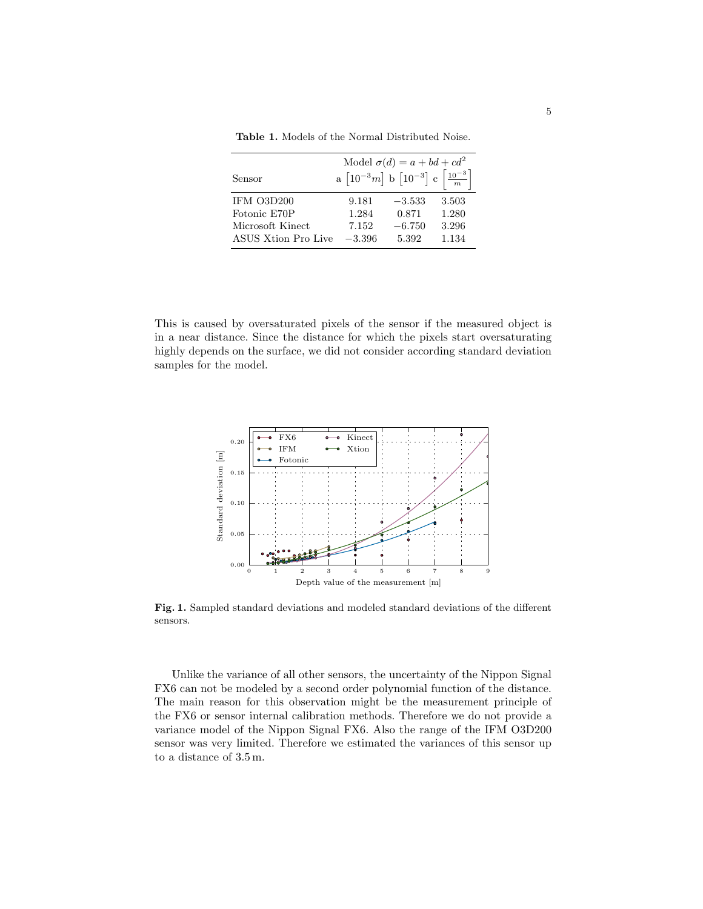**Table 1.** Models of the Normal Distributed Noise.

| Sensor | Model $\sigma(d) = a + bd + cd^2$ | | |
|---|---|---|---|
| | a $\left[10^{-3}m\right]$ | b $\left[10^{-3}\right]$ | c $\left[\frac{10^{-3}}{m}\right]$ |
| IFM O3D200 | 9.181 | −3.533 | 3.503 |
| Fotonic E70P | 1.284 | 0.871 | 1.280 |
| Microsoft Kinect | 7.152 | −6.750 | 3.296 |
| ASUS Xtion Pro Live | −3.396 | 5.392 | 1.134 |

This is caused by oversaturated pixels of the sensor if the measured object is in a near distance. Since the distance for which the pixels start oversaturating highly depends on the surface, we did not consider according standard deviation samples for the model.

**Fig. 1.** Sampled standard deviations and modeled standard deviations of the different sensors.

Unlike the variance of all other sensors, the uncertainty of the Nippon Signal FX6 can not be modeled by a second order polynomial function of the distance. The main reason for this observation might be the measurement principle of the FX6 or sensor internal calibration methods. Therefore we do not provide a variance model of the Nippon Signal FX6. Also the range of the IFM O3D200 sensor was very limited. Therefore we estimated the variances of this sensor up to a distance of 3.5 m.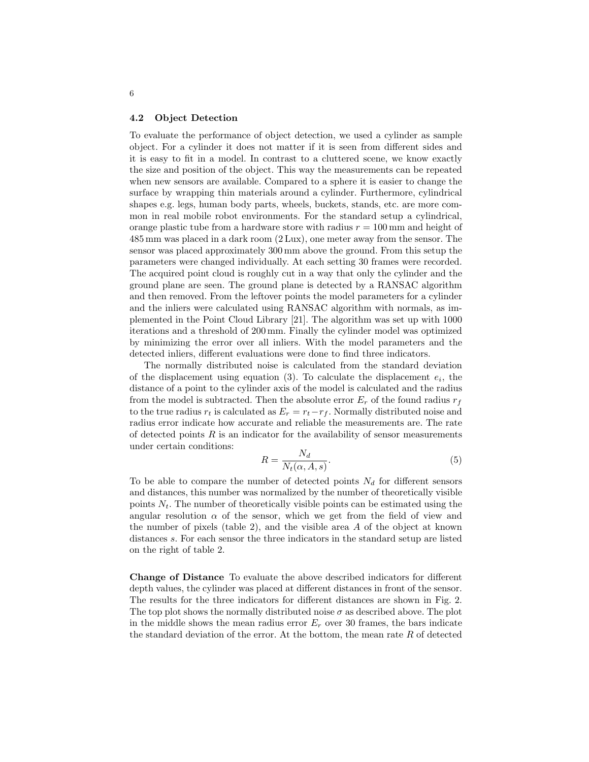### 4.2 Object Detection

To evaluate the performance of object detection, we used a cylinder as sample object. For a cylinder it does not matter if it is seen from different sides and it is easy to fit in a model. In contrast to a cluttered scene, we know exactly the size and position of the object. This way the measurements can be repeated when new sensors are available. Compared to a sphere it is easier to change the surface by wrapping thin materials around a cylinder. Furthermore, cylindrical shapes e.g. legs, human body parts, wheels, buckets, stands, etc. are more common in real mobile robot environments. For the standard setup a cylindrical, orange plastic tube from a hardware store with radius $r = 100\,\text{mm}$ and height of 485 mm was placed in a dark room (2 Lux), one meter away from the sensor. The sensor was placed approximately 300 mm above the ground. From this setup the parameters were changed individually. At each setting 30 frames were recorded. The acquired point cloud is roughly cut in a way that only the cylinder and the ground plane are seen. The ground plane is detected by a RANSAC algorithm and then removed. From the leftover points the model parameters for a cylinder and the inliers were calculated using RANSAC algorithm with normals, as implemented in the Point Cloud Library [21]. The algorithm was set up with 1000 iterations and a threshold of 200 mm. Finally the cylinder model was optimized by minimizing the error over all inliers. With the model parameters and the detected inliers, different evaluations were done to find three indicators.

The normally distributed noise is calculated from the standard deviation of the displacement using equation (3). To calculate the displacement $e_i$, the distance of a point to the cylinder axis of the model is calculated and the radius from the model is subtracted. Then the absolute error $E_r$ of the found radius $r_f$ to the true radius $r_t$ is calculated as $E_r = r_t - r_f$. Normally distributed noise and radius error indicate how accurate and reliable the measurements are. The rate of detected points $R$ is an indicator for the availability of sensor measurements under certain conditions:

$$R = \frac{N_d}{N_t(\alpha, A, s)}. \tag{5}$$

To be able to compare the number of detected points $N_d$ for different sensors and distances, this number was normalized by the number of theoretically visible points $N_t$. The number of theoretically visible points can be estimated using the angular resolution $\alpha$ of the sensor, which we get from the field of view and the number of pixels (table 2), and the visible area $A$ of the object at known distances $s$. For each sensor the three indicators in the standard setup are listed on the right of table 2.

**Change of Distance** To evaluate the above described indicators for different depth values, the cylinder was placed at different distances in front of the sensor. The results for the three indicators for different distances are shown in Fig. 2. The top plot shows the normally distributed noise $\sigma$ as described above. The plot in the middle shows the mean radius error $E_r$ over 30 frames, the bars indicate the standard deviation of the error. At the bottom, the mean rate $R$ of detected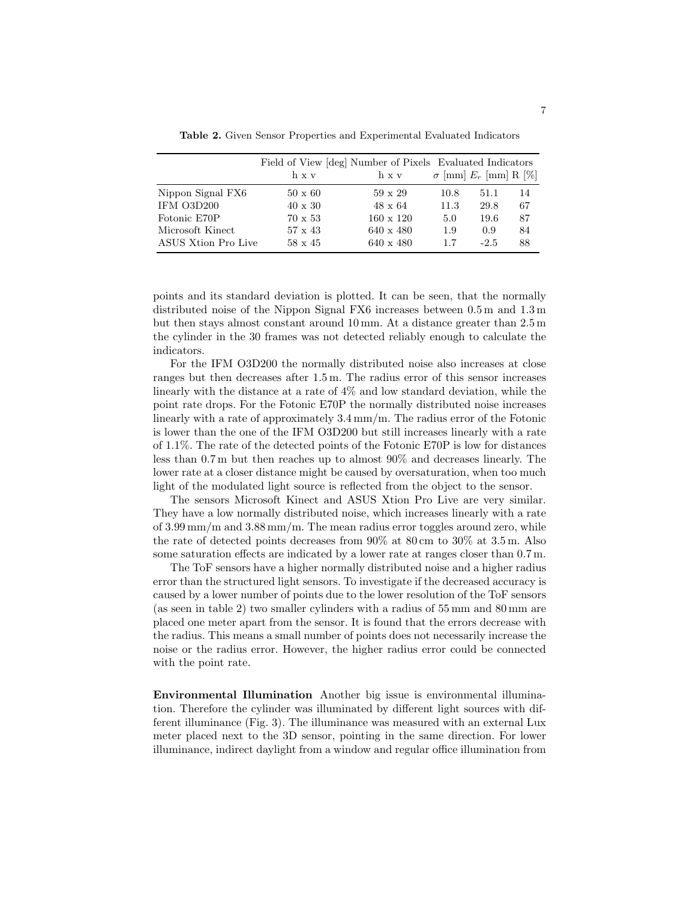**Table 2.** Given Sensor Properties and Experimental Evaluated Indicators

| | Field of View [deg] | Number of Pixels | Evaluated Indicators | | |
|---|---|---|---|---|---|
| | h x v | h x v | $\sigma$ [mm] | $E_r$ [mm] | R [%] |
| Nippon Signal FX6 | 50 x 60 | 59 x 29 | 10.8 | 51.1 | 14 |
| IFM O3D200 | 40 x 30 | 48 x 64 | 11.3 | 29.8 | 67 |
| Fotonic E70P | 70 x 53 | 160 x 120 | 5.0 | 19.6 | 87 |
| Microsoft Kinect | 57 x 43 | 640 x 480 | 1.9 | 0.9 | 84 |
| ASUS Xtion Pro Live | 58 x 45 | 640 x 480 | 1.7 | -2.5 | 88 |

points and its standard deviation is plotted. It can be seen, that the normally distributed noise of the Nippon Signal FX6 increases between 0.5 m and 1.3 m but then stays almost constant around 10 mm. At a distance greater than 2.5 m the cylinder in the 30 frames was not detected reliably enough to calculate the indicators.

For the IFM O3D200 the normally distributed noise also increases at close ranges but then decreases after 1.5 m. The radius error of this sensor increases linearly with the distance at a rate of 4% and low standard deviation, while the point rate drops. For the Fotonic E70P the normally distributed noise increases linearly with a rate of approximately 3.4 mm/m. The radius error of the Fotonic is lower than the one of the IFM O3D200 but still increases linearly with a rate of 1.1%. The rate of the detected points of the Fotonic E70P is low for distances less than 0.7 m but then reaches up to almost 90% and decreases linearly. The lower rate at a closer distance might be caused by oversaturation, when too much light of the modulated light source is reflected from the object to the sensor.

The sensors Microsoft Kinect and ASUS Xtion Pro Live are very similar. They have a low normally distributed noise, which increases linearly with a rate of 3.99 mm/m and 3.88 mm/m. The mean radius error toggles around zero, while the rate of detected points decreases from 90% at 80 cm to 30% at 3.5 m. Also some saturation effects are indicated by a lower rate at ranges closer than 0.7 m.

The ToF sensors have a higher normally distributed noise and a higher radius error than the structured light sensors. To investigate if the decreased accuracy is caused by a lower number of points due to the lower resolution of the ToF sensors (as seen in table 2) two smaller cylinders with a radius of 55 mm and 80 mm are placed one meter apart from the sensor. It is found that the errors decrease with the radius. This means a small number of points does not necessarily increase the noise or the radius error. However, the higher radius error could be connected with the point rate.

**Environmental Illumination** Another big issue is environmental illumination. Therefore the cylinder was illuminated by different light sources with different illuminance (Fig. 3). The illuminance was measured with an external Lux meter placed next to the 3D sensor, pointing in the same direction. For lower illuminance, indirect daylight from a window and regular office illumination from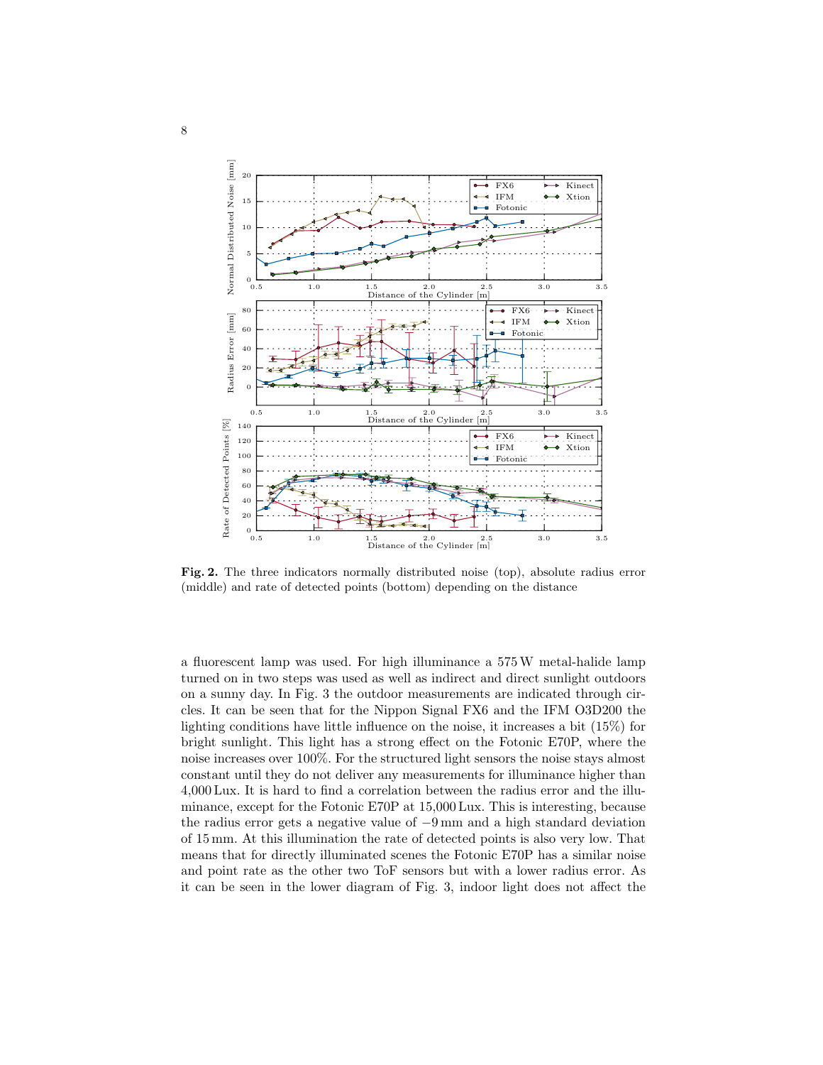**Fig. 2.** The three indicators normally distributed noise (top), absolute radius error (middle) and rate of detected points (bottom) depending on the distance

a fluorescent lamp was used. For high illuminance a 575 W metal-halide lamp turned on in two steps was used as well as indirect and direct sunlight outdoors on a sunny day. In Fig. 3 the outdoor measurements are indicated through circles. It can be seen that for the Nippon Signal FX6 and the IFM O3D200 the lighting conditions have little influence on the noise, it increases a bit (15%) for bright sunlight. This light has a strong effect on the Fotonic E70P, where the noise increases over 100%. For the structured light sensors the noise stays almost constant until they do not deliver any measurements for illuminance higher than 4,000 Lux. It is hard to find a correlation between the radius error and the illuminance, except for the Fotonic E70P at 15,000 Lux. This is interesting, because the radius error gets a negative value of −9 mm and a high standard deviation of 15 mm. At this illumination the rate of detected points is also very low. That means that for directly illuminated scenes the Fotonic E70P has a similar noise and point rate as the other two ToF sensors but with a lower radius error. As it can be seen in the lower diagram of Fig. 3, indoor light does not affect the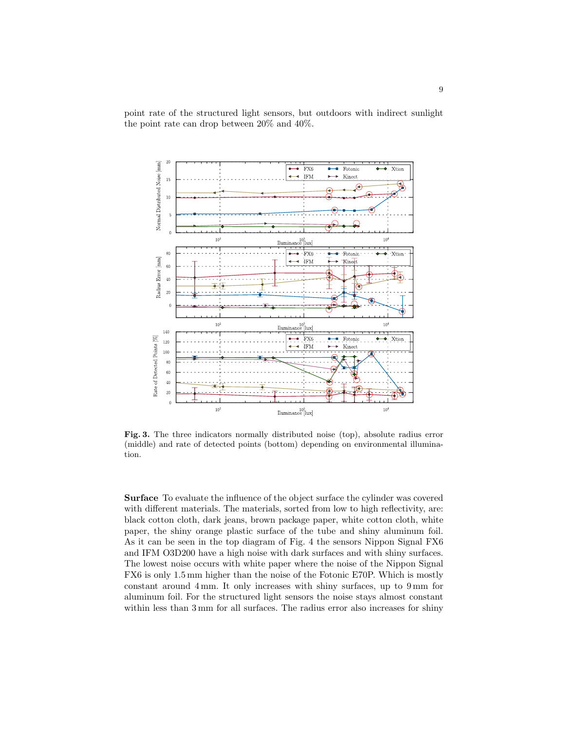point rate of the structured light sensors, but outdoors with indirect sunlight the point rate can drop between 20% and 40%.

**Fig. 3.** The three indicators normally distributed noise (top), absolute radius error (middle) and rate of detected points (bottom) depending on environmental illumination.

**Surface** To evaluate the influence of the object surface the cylinder was covered with different materials. The materials, sorted from low to high reflectivity, are: black cotton cloth, dark jeans, brown package paper, white cotton cloth, white paper, the shiny orange plastic surface of the tube and shiny aluminum foil. As it can be seen in the top diagram of Fig. 4 the sensors Nippon Signal FX6 and IFM O3D200 have a high noise with dark surfaces and with shiny surfaces. The lowest noise occurs with white paper where the noise of the Nippon Signal FX6 is only 1.5 mm higher than the noise of the Fotonic E70P. Which is mostly constant around 4 mm. It only increases with shiny surfaces, up to 9 mm for aluminum foil. For the structured light sensors the noise stays almost constant within less than 3 mm for all surfaces. The radius error also increases for shiny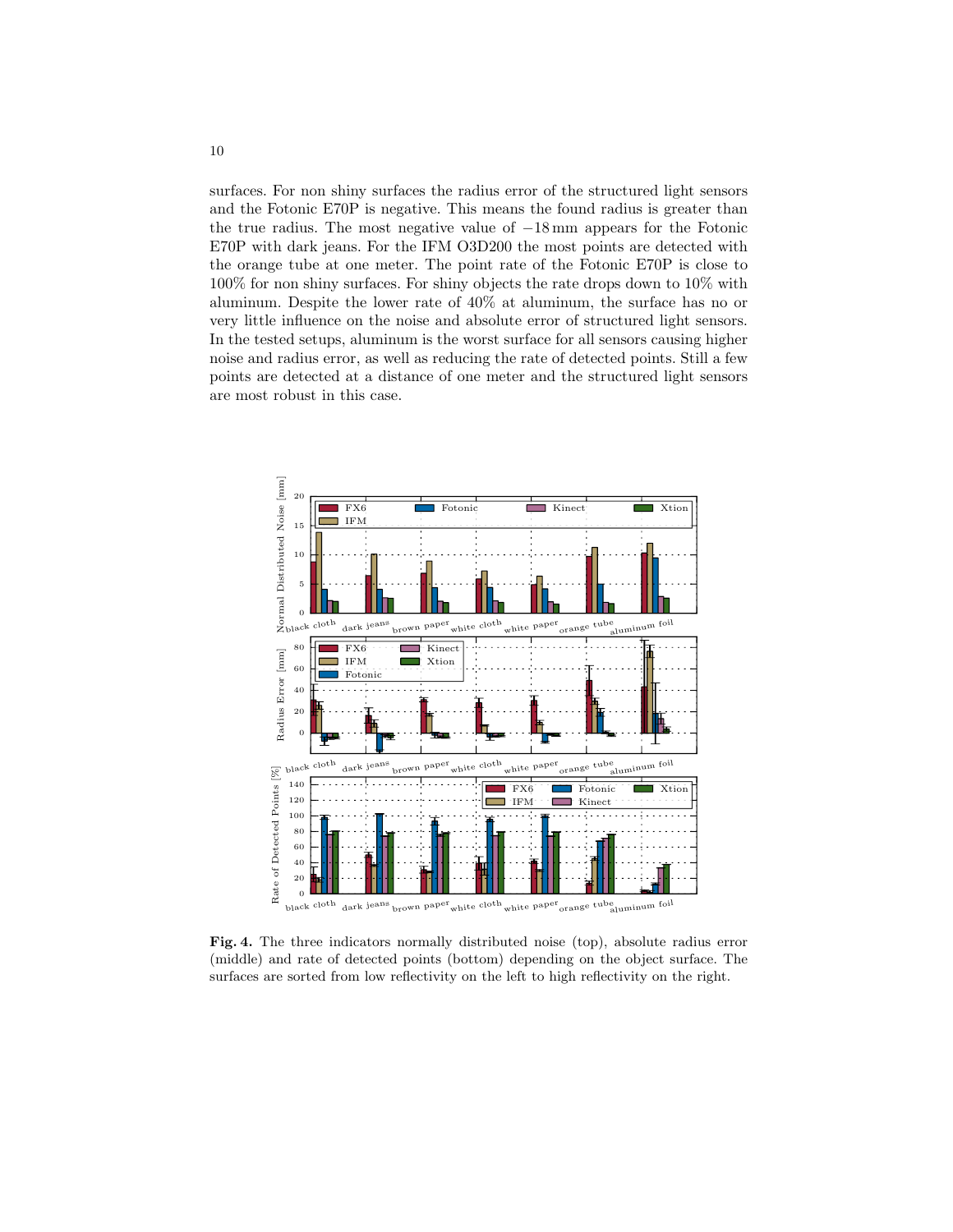surfaces. For non shiny surfaces the radius error of the structured light sensors and the Fotonic E70P is negative. This means the found radius is greater than the true radius. The most negative value of −18 mm appears for the Fotonic E70P with dark jeans. For the IFM O3D200 the most points are detected with the orange tube at one meter. The point rate of the Fotonic E70P is close to 100% for non shiny surfaces. For shiny objects the rate drops down to 10% with aluminum. Despite the lower rate of 40% at aluminum, the surface has no or very little influence on the noise and absolute error of structured light sensors. In the tested setups, aluminum is the worst surface for all sensors causing higher noise and radius error, as well as reducing the rate of detected points. Still a few points are detected at a distance of one meter and the structured light sensors are most robust in this case.

**Fig. 4.** The three indicators normally distributed noise (top), absolute radius error (middle) and rate of detected points (bottom) depending on the object surface. The surfaces are sorted from low reflectivity on the left to high reflectivity on the right.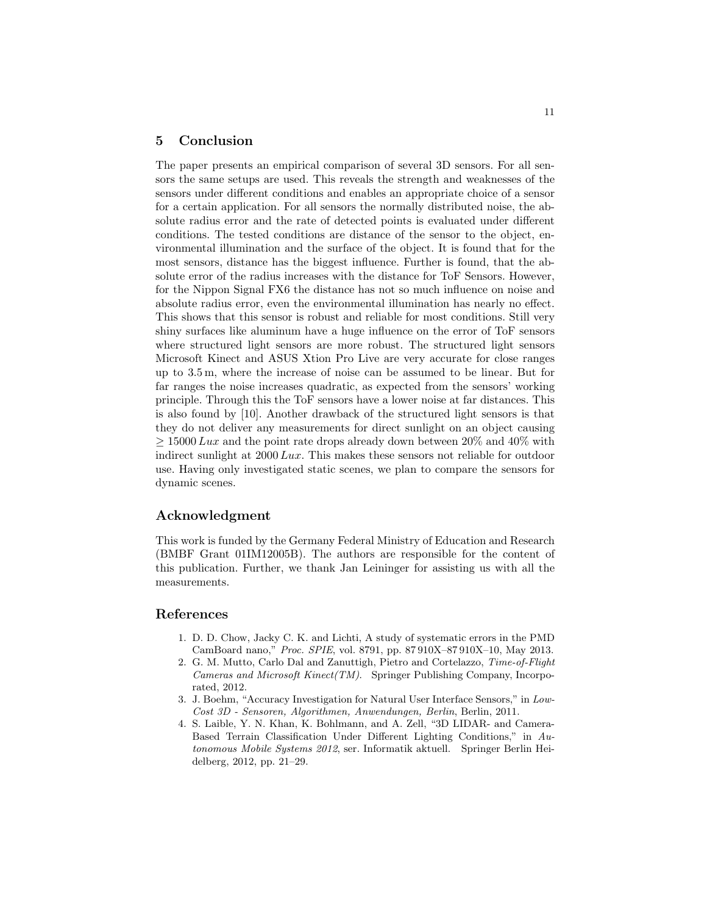## 5 Conclusion

The paper presents an empirical comparison of several 3D sensors. For all sensors the same setups are used. This reveals the strength and weaknesses of the sensors under different conditions and enables an appropriate choice of a sensor for a certain application. For all sensors the normally distributed noise, the absolute radius error and the rate of detected points is evaluated under different conditions. The tested conditions are distance of the sensor to the object, environmental illumination and the surface of the object. It is found that for the most sensors, distance has the biggest influence. Further is found, that the absolute error of the radius increases with the distance for ToF Sensors. However, for the Nippon Signal FX6 the distance has not so much influence on noise and absolute radius error, even the environmental illumination has nearly no effect. This shows that this sensor is robust and reliable for most conditions. Still very shiny surfaces like aluminum have a huge influence on the error of ToF sensors where structured light sensors are more robust. The structured light sensors Microsoft Kinect and ASUS Xtion Pro Live are very accurate for close ranges up to 3.5 m, where the increase of noise can be assumed to be linear. But for far ranges the noise increases quadratic, as expected from the sensors' working principle. Through this the ToF sensors have a lower noise at far distances. This is also found by [10]. Another drawback of the structured light sensors is that they do not deliver any measurements for direct sunlight on an object causing $\geq 15000\,Lux$ and the point rate drops already down between 20% and 40% with indirect sunlight at $2000\,Lux$. This makes these sensors not reliable for outdoor use. Having only investigated static scenes, we plan to compare the sensors for dynamic scenes.

## Acknowledgment

This work is funded by the Germany Federal Ministry of Education and Research (BMBF Grant 01IM12005B). The authors are responsible for the content of this publication. Further, we thank Jan Leininger for assisting us with all the measurements.

## References

1. D. D. Chow, Jacky C. K. and Lichti, A study of systematic errors in the PMD CamBoard nano," *Proc. SPIE*, vol. 8791, pp. 87 910X–87 910X–10, May 2013.
2. G. M. Mutto, Carlo Dal and Zanuttigh, Pietro and Cortelazzo, *Time-of-Flight Cameras and Microsoft Kinect(TM)*. Springer Publishing Company, Incorporated, 2012.
3. J. Boehm, "Accuracy Investigation for Natural User Interface Sensors," in *Low-Cost 3D - Sensoren, Algorithmen, Anwendungen, Berlin*, Berlin, 2011.
4. S. Laible, Y. N. Khan, K. Bohlmann, and A. Zell, "3D LIDAR- and Camera-Based Terrain Classification Under Different Lighting Conditions," in *Autonomous Mobile Systems 2012*, ser. Informatik aktuell. Springer Berlin Heidelberg, 2012, pp. 21–29.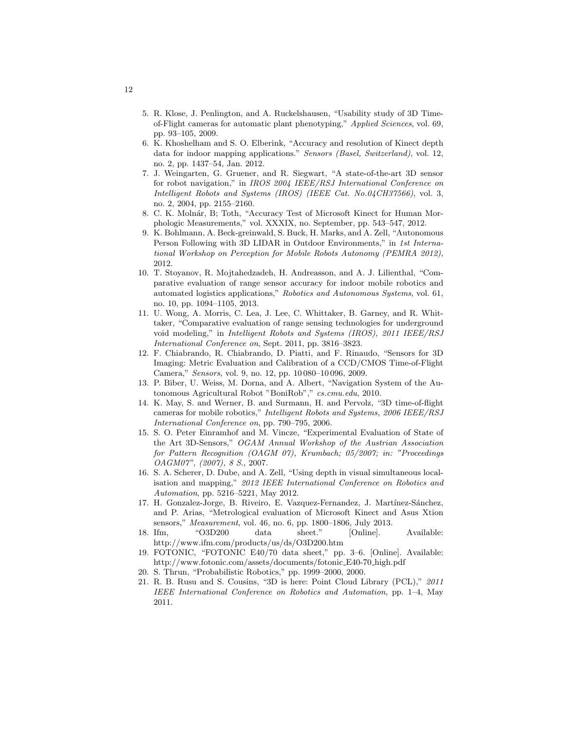5. R. Klose, J. Penlington, and A. Ruckelshausen, “Usability study of 3D Time-of-Flight cameras for automatic plant phenotyping,” *Applied Sciences*, vol. 69, pp. 93–105, 2009.
6. K. Khoshelham and S. O. Elberink, “Accuracy and resolution of Kinect depth data for indoor mapping applications.” *Sensors (Basel, Switzerland)*, vol. 12, no. 2, pp. 1437–54, Jan. 2012.
7. J. Weingarten, G. Gruener, and R. Siegwart, “A state-of-the-art 3D sensor for robot navigation,” in *IROS 2004 IEEE/RSJ International Conference on Intelligent Robots and Systems (IROS) (IEEE Cat. No.04CH37566)*, vol. 3, no. 2, 2004, pp. 2155–2160.
8. C. K. Molnár, B; Toth, “Accuracy Test of Microsoft Kinect for Human Morphologic Measurements,” vol. XXXIX, no. September, pp. 543–547, 2012.
9. K. Bohlmann, A. Beck-greinwald, S. Buck, H. Marks, and A. Zell, “Autonomous Person Following with 3D LIDAR in Outdoor Environments,” in *1st International Workshop on Perception for Mobile Robots Autonomy (PEMRA 2012)*, 2012.
10. T. Stoyanov, R. Mojtahedzadeh, H. Andreasson, and A. J. Lilienthal, “Comparative evaluation of range sensor accuracy for indoor mobile robotics and automated logistics applications,” *Robotics and Autonomous Systems*, vol. 61, no. 10, pp. 1094–1105, 2013.
11. U. Wong, A. Morris, C. Lea, J. Lee, C. Whittaker, B. Garney, and R. Whittaker, “Comparative evaluation of range sensing technologies for underground void modeling,” in *Intelligent Robots and Systems (IROS), 2011 IEEE/RSJ International Conference on*, Sept. 2011, pp. 3816–3823.
12. F. Chiabrando, R. Chiabrando, D. Piatti, and F. Rinaudo, “Sensors for 3D Imaging: Metric Evaluation and Calibration of a CCD/CMOS Time-of-Flight Camera,” *Sensors*, vol. 9, no. 12, pp. 10 080–10 096, 2009.
13. P. Biber, U. Weiss, M. Dorna, and A. Albert, “Navigation System of the Autonomous Agricultural Robot "BoniRob",” *cs.cmu.edu*, 2010.
14. K. May, S. and Werner, B. and Surmann, H. and Pervolz, “3D time-of-flight cameras for mobile robotics,” *Intelligent Robots and Systems, 2006 IEEE/RSJ International Conference on*, pp. 790–795, 2006.
15. S. O. Peter Einramhof and M. Vincze, “Experimental Evaluation of State of the Art 3D-Sensors,” *OGAM Annual Workshop of the Austrian Association for Pattern Recognition (OAGM 07), Krumbach; 05/2007; in: "Proceedings OAGM07", (2007), 8 S.*, 2007.
16. S. A. Scherer, D. Dube, and A. Zell, “Using depth in visual simultaneous localisation and mapping,” *2012 IEEE International Conference on Robotics and Automation*, pp. 5216–5221, May 2012.
17. H. Gonzalez-Jorge, B. Riveiro, E. Vazquez-Fernandez, J. Martínez-Sánchez, and P. Arias, “Metrological evaluation of Microsoft Kinect and Asus Xtion sensors,” *Measurement*, vol. 46, no. 6, pp. 1800–1806, July 2013.
18. Ifm, “O3D200 data sheet.” [Online]. Available: http://www.ifm.com/products/us/ds/O3D200.htm
19. FOTONIC, “FOTONIC E40/70 data sheet,” pp. 3–6. [Online]. Available: http://www.fotonic.com/assets/documents/fotonic_E40-70_high.pdf
20. S. Thrun, “Probabilistic Robotics,” pp. 1999–2000, 2000.
21. R. B. Rusu and S. Cousins, “3D is here: Point Cloud Library (PCL),” *2011 IEEE International Conference on Robotics and Automation*, pp. 1–4, May 2011.